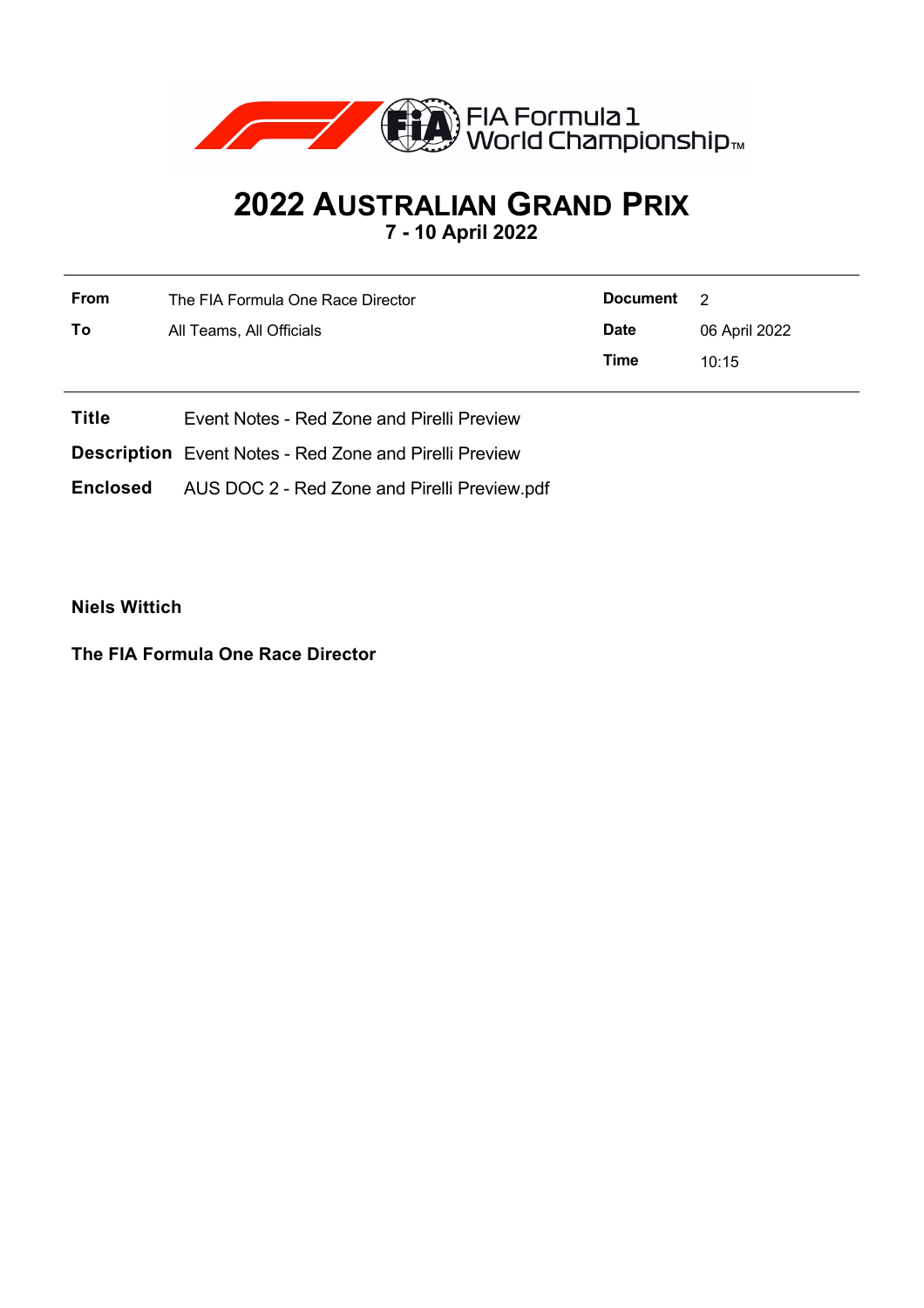FIA Formula 1 World Championship™

# 2022 Australian Grand Prix

**7 - 10 April 2022**

| | | | |
|---|---|---|---|
| **From** | The FIA Formula One Race Director | **Document** | 2 |
| **To** | All Teams, All Officials | **Date** | 06 April 2022 |
| | | **Time** | 10:15 |

**Title** Event Notes - Red Zone and Pirelli Preview

**Description** Event Notes - Red Zone and Pirelli Preview

**Enclosed** AUS DOC 2 - Red Zone and Pirelli Preview.pdf

**Niels Wittich**

**The FIA Formula One Race Director**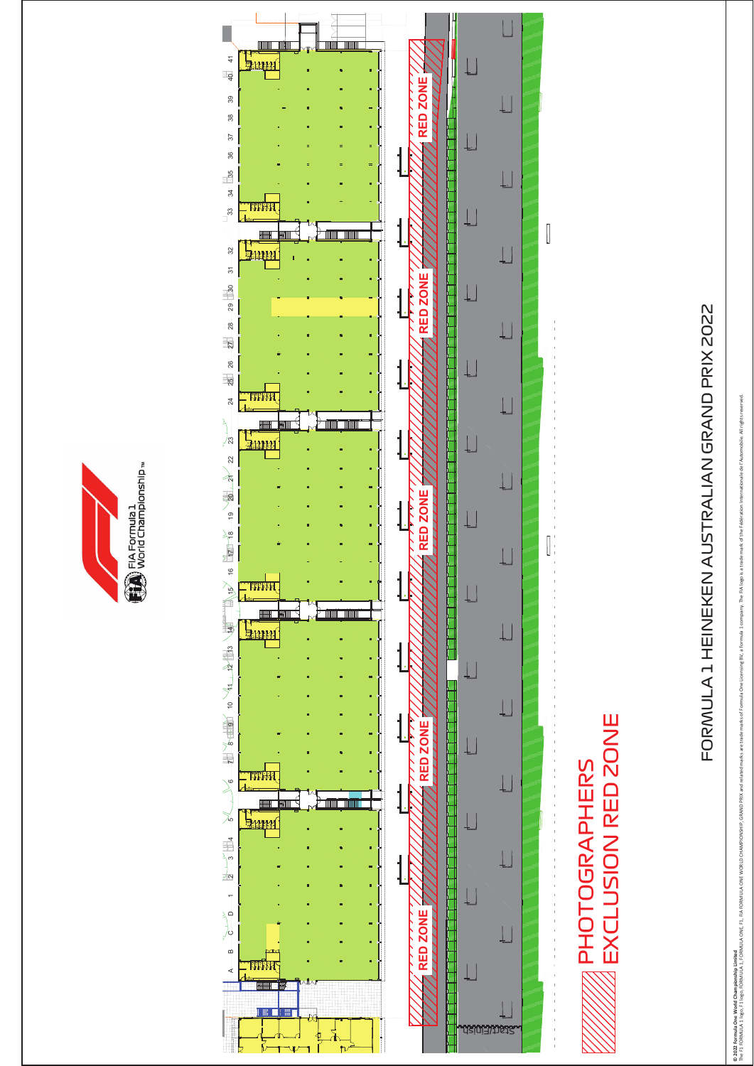FIA Formula 1 World Championship™

# FORMULA 1 HEINEKEN AUSTRALIAN GRAND PRIX 2022

## PHOTOGRAPHERS EXCLUSION RED ZONE

RED ZONE

RED ZONE

RED ZONE

RED ZONE

RED ZONE

Start/Finish

A B C D 1 2 3 4 5 6 7 8 9 10 11 12 13 14 15 16 17 18 19 20 21 22 23 24 25 26 27 28 29 30 31 32 33 34 35 36 37 38 39 40 41

**© 2022 Formula One World Championship Limited**
The F1 FORMULA 1 logo, F1 logo, FORMULA 1, FORMULA ONE, F1, FIA FORMULA ONE WORLD CHAMPIONSHIP, GRAND PRIX and related marks are trade marks of Formula One Licensing BV, a Formula 1 company. The FIA logo is a trade mark of the Fédération Internationale de l'Automobile. All rights reserved.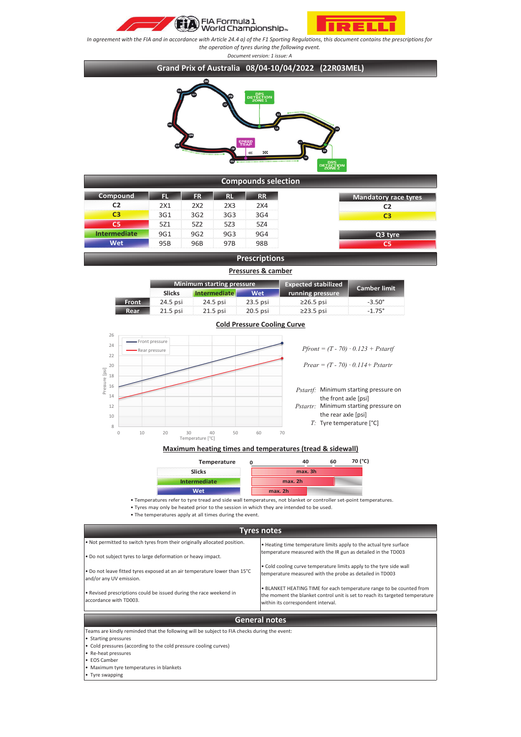FIA Formula 1 World Championship — PIRELLI

*In agreement with the FIA and in accordance with Article 24.4 a) of the F1 Sporting Regulations, this document contains the prescriptions for the operation of tyres during the following event.*

*Document version: 1 issue: A*

# Grand Prix of Australia 08/04-10/04/2022 (22R03MEL)

DRS DETECTION ZONE 1

SPEED TRAP

DRS DETECTION ZONE 2

01 02 03 04 05 06 07 08 09 10 11 12 13 14 15 16

## Compounds selection

| Compound | FL | FR | RL | RR |
|---|---|---|---|---|
| C2 | 2X1 | 2X2 | 2X3 | 2X4 |
| C3 | 3G1 | 3G2 | 3G3 | 3G4 |
| C5 | 5Z1 | 5Z2 | 5Z3 | 5Z4 |
| Intermediate | 9G1 | 9G2 | 9G3 | 9G4 |
| Wet | 95B | 96B | 97B | 98B |

| Mandatory race tyres |
|---|
| C2 |
| C3 |

| Q3 tyre |
|---|
| C5 |

## Prescriptions

### Pressures & camber

| | Minimum starting pressure | | | Expected stabilized running pressure | Camber limit |
|---|---|---|---|---|---|
| | Slicks | Intermediate | Wet | | |
| Front | 24.5 psi | 24.5 psi | 23.5 psi | ≥26.5 psi | -3.50° |
| Rear | 21.5 psi | 21.5 psi | 20.5 psi | ≥23.5 psi | -1.75° |

### Cold Pressure Cooling Curve

Front pressure

Rear pressure

Pressure [psi]

Temperature [°C]

$$P_{front} = (T - 70) \cdot 0.123 + P_{startf}$$

$$P_{rear} = (T - 70) \cdot 0.114 + P_{startr}$$

$P_{startf}$: Minimum starting pressure on the front axle [psi]

$P_{startr}$: Minimum starting pressure on the rear axle [psi]

$T$: Tyre temperature [°C]

### Maximum heating times and temperatures (tread & sidewall)

Temperature 0 40 60 70 (°C)

Slicks: max. 3h

Intermediate: max. 2h

Wet: max. 2h

- Temperatures refer to tyre tread and side wall temperatures, not blanket or controller set-point temperatures.
- Tyres may only be heated prior to the session in which they are intended to be used.
- The temperatures apply at all times during the event.

## Tyres notes

- Not permitted to switch tyres from their originally allocated position.
- Do not subject tyres to large deformation or heavy impact.
- Do not leave fitted tyres exposed at an air temperature lower than 15°C and/or any UV emission.
- Revised prescriptions could be issued during the race weekend in accordance with TD003.
- Heating time temperature limits apply to the actual tyre surface temperature measured with the IR gun as detailed in the TD003
- Cold cooling curve temperature limits apply to the tyre side wall temperature measured with the probe as detailed in TD003
- BLANKET HEATING TIME for each temperature range to be counted from the moment the blanket control unit is set to reach its targeted temperature within its correspondent interval.

## General notes

Teams are kindly reminded that the following will be subject to FIA checks during the event:

- Starting pressures
- Cold pressures (according to the cold pressure cooling curves)
- Re-heat pressures
- EOS Camber
- Maximum tyre temperatures in blankets
- Tyre swapping